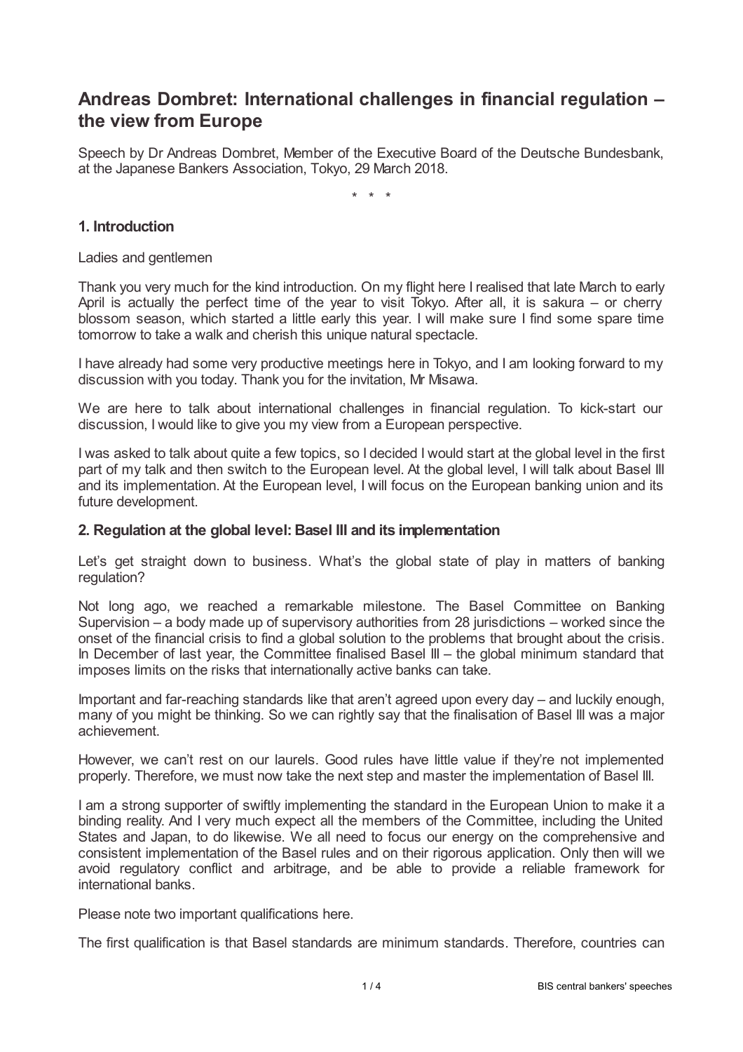# Andreas Dombret: International challenges in financial regulation – the view from Europe

Speech by Dr Andreas Dombret, Member of the Executive Board of the Deutsche Bundesbank, at the Japanese Bankers Association, Tokyo, 29 March 2018.

\* \* \*

## 1. Introduction

Ladies and gentlemen

Thank you very much for the kind introduction. On my flight here I realised that late March to early April is actually the perfect time of the year to visit Tokyo. After all, it is sakura – or cherry blossom season, which started a little early this year. I will make sure I find some spare time tomorrow to take a walk and cherish this unique natural spectacle.

I have already had some very productive meetings here in Tokyo, and I am looking forward to my discussion with you today. Thank you for the invitation, Mr Misawa.

We are here to talk about international challenges in financial regulation. To kick-start our discussion, I would like to give you my view from a European perspective.

I was asked to talk about quite a few topics, so I decided I would start at the global level in the first part of my talk and then switch to the European level. At the global level, I will talk about Basel III and its implementation. At the European level, I will focus on the European banking union and its future development.

## 2. Regulation at the global level: Basel III and its implementation

Let's get straight down to business. What's the global state of play in matters of banking regulation?

Not long ago, we reached a remarkable milestone. The Basel Committee on Banking Supervision – a body made up of supervisory authorities from 28 jurisdictions – worked since the onset of the financial crisis to find a global solution to the problems that brought about the crisis. In December of last year, the Committee finalised Basel III – the global minimum standard that imposes limits on the risks that internationally active banks can take.

Important and far-reaching standards like that aren't agreed upon every day – and luckily enough, many of you might be thinking. So we can rightly say that the finalisation of Basel III was a major achievement.

However, we can't rest on our laurels. Good rules have little value if they're not implemented properly. Therefore, we must now take the next step and master the implementation of Basel III.

I am a strong supporter of swiftly implementing the standard in the European Union to make it a binding reality. And I very much expect all the members of the Committee, including the United States and Japan, to do likewise. We all need to focus our energy on the comprehensive and consistent implementation of the Basel rules and on their rigorous application. Only then will we avoid regulatory conflict and arbitrage, and be able to provide a reliable framework for international banks.

Please note two important qualifications here.

The first qualification is that Basel standards are minimum standards. Therefore, countries can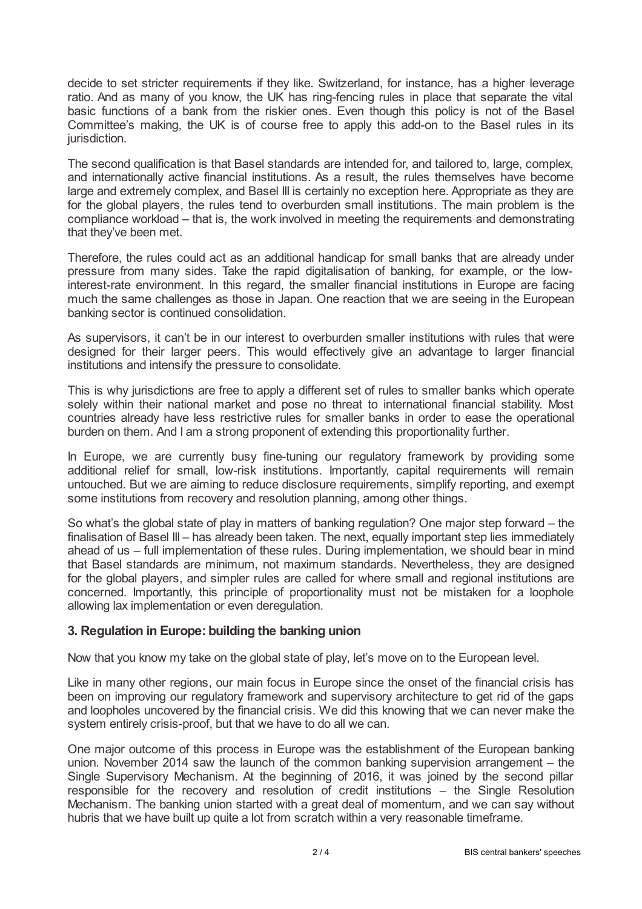decide to set stricter requirements if they like. Switzerland, for instance, has a higher leverage ratio. And as many of you know, the UK has ring-fencing rules in place that separate the vital basic functions of a bank from the riskier ones. Even though this policy is not of the Basel Committee's making, the UK is of course free to apply this add-on to the Basel rules in its jurisdiction.

The second qualification is that Basel standards are intended for, and tailored to, large, complex, and internationally active financial institutions. As a result, the rules themselves have become large and extremely complex, and Basel III is certainly no exception here. Appropriate as they are for the global players, the rules tend to overburden small institutions. The main problem is the compliance workload – that is, the work involved in meeting the requirements and demonstrating that they've been met.

Therefore, the rules could act as an additional handicap for small banks that are already under pressure from many sides. Take the rapid digitalisation of banking, for example, or the low-interest-rate environment. In this regard, the smaller financial institutions in Europe are facing much the same challenges as those in Japan. One reaction that we are seeing in the European banking sector is continued consolidation.

As supervisors, it can't be in our interest to overburden smaller institutions with rules that were designed for their larger peers. This would effectively give an advantage to larger financial institutions and intensify the pressure to consolidate.

This is why jurisdictions are free to apply a different set of rules to smaller banks which operate solely within their national market and pose no threat to international financial stability. Most countries already have less restrictive rules for smaller banks in order to ease the operational burden on them. And I am a strong proponent of extending this proportionality further.

In Europe, we are currently busy fine-tuning our regulatory framework by providing some additional relief for small, low-risk institutions. Importantly, capital requirements will remain untouched. But we are aiming to reduce disclosure requirements, simplify reporting, and exempt some institutions from recovery and resolution planning, among other things.

So what's the global state of play in matters of banking regulation? One major step forward – the finalisation of Basel III – has already been taken. The next, equally important step lies immediately ahead of us – full implementation of these rules. During implementation, we should bear in mind that Basel standards are minimum, not maximum standards. Nevertheless, they are designed for the global players, and simpler rules are called for where small and regional institutions are concerned. Importantly, this principle of proportionality must not be mistaken for a loophole allowing lax implementation or even deregulation.

### 3. Regulation in Europe: building the banking union

Now that you know my take on the global state of play, let's move on to the European level.

Like in many other regions, our main focus in Europe since the onset of the financial crisis has been on improving our regulatory framework and supervisory architecture to get rid of the gaps and loopholes uncovered by the financial crisis. We did this knowing that we can never make the system entirely crisis-proof, but that we have to do all we can.

One major outcome of this process in Europe was the establishment of the European banking union. November 2014 saw the launch of the common banking supervision arrangement – the Single Supervisory Mechanism. At the beginning of 2016, it was joined by the second pillar responsible for the recovery and resolution of credit institutions – the Single Resolution Mechanism. The banking union started with a great deal of momentum, and we can say without hubris that we have built up quite a lot from scratch within a very reasonable timeframe.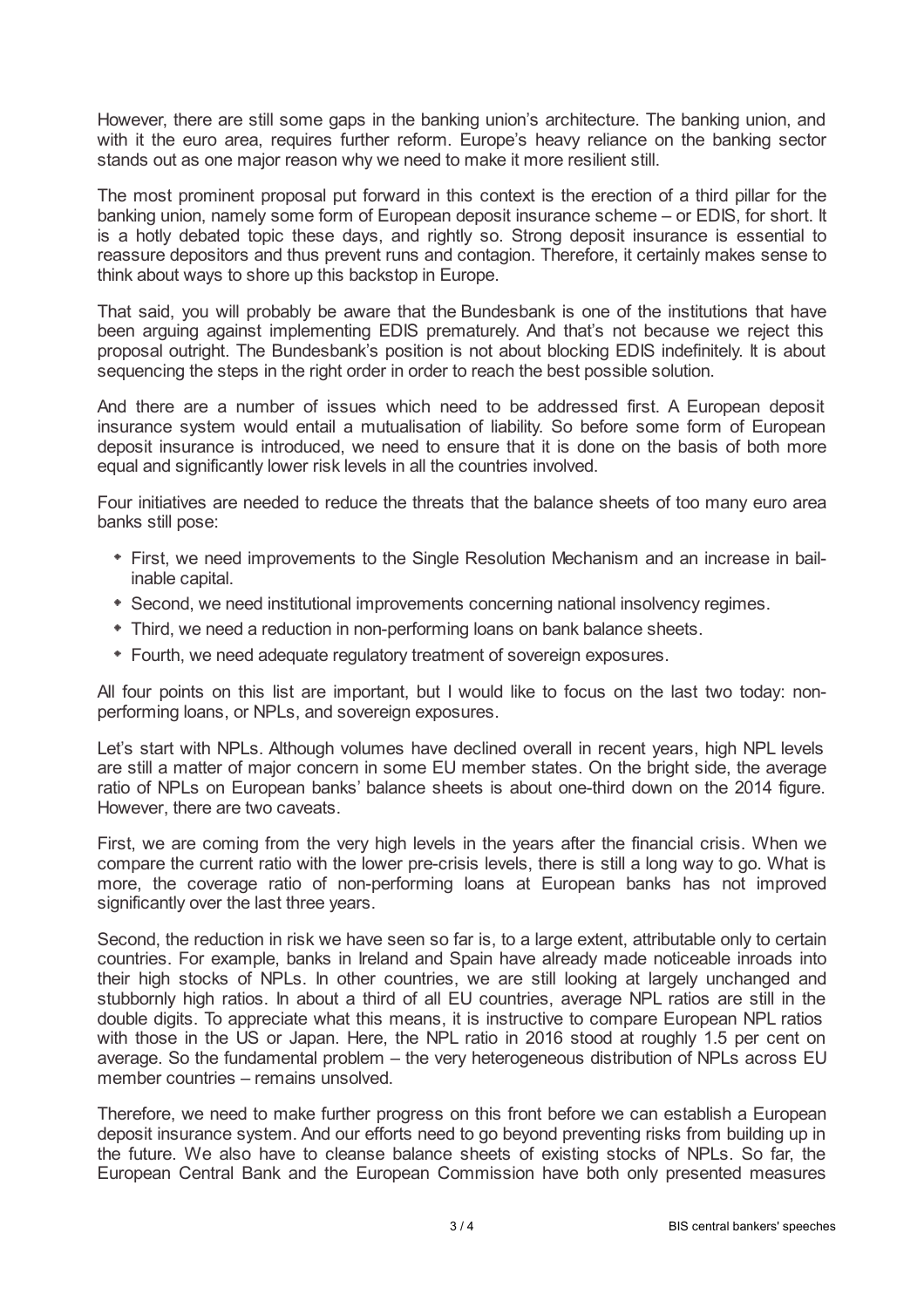However, there are still some gaps in the banking union's architecture. The banking union, and with it the euro area, requires further reform. Europe's heavy reliance on the banking sector stands out as one major reason why we need to make it more resilient still.

The most prominent proposal put forward in this context is the erection of a third pillar for the banking union, namely some form of European deposit insurance scheme – or EDIS, for short. It is a hotly debated topic these days, and rightly so. Strong deposit insurance is essential to reassure depositors and thus prevent runs and contagion. Therefore, it certainly makes sense to think about ways to shore up this backstop in Europe.

That said, you will probably be aware that the Bundesbank is one of the institutions that have been arguing against implementing EDIS prematurely. And that's not because we reject this proposal outright. The Bundesbank's position is not about blocking EDIS indefinitely. It is about sequencing the steps in the right order in order to reach the best possible solution.

And there are a number of issues which need to be addressed first. A European deposit insurance system would entail a mutualisation of liability. So before some form of European deposit insurance is introduced, we need to ensure that it is done on the basis of both more equal and significantly lower risk levels in all the countries involved.

Four initiatives are needed to reduce the threats that the balance sheets of too many euro area banks still pose:

- First, we need improvements to the Single Resolution Mechanism and an increase in bail-inable capital.
- Second, we need institutional improvements concerning national insolvency regimes.
- Third, we need a reduction in non-performing loans on bank balance sheets.
- Fourth, we need adequate regulatory treatment of sovereign exposures.

All four points on this list are important, but I would like to focus on the last two today: non-performing loans, or NPLs, and sovereign exposures.

Let's start with NPLs. Although volumes have declined overall in recent years, high NPL levels are still a matter of major concern in some EU member states. On the bright side, the average ratio of NPLs on European banks' balance sheets is about one-third down on the 2014 figure. However, there are two caveats.

First, we are coming from the very high levels in the years after the financial crisis. When we compare the current ratio with the lower pre-crisis levels, there is still a long way to go. What is more, the coverage ratio of non-performing loans at European banks has not improved significantly over the last three years.

Second, the reduction in risk we have seen so far is, to a large extent, attributable only to certain countries. For example, banks in Ireland and Spain have already made noticeable inroads into their high stocks of NPLs. In other countries, we are still looking at largely unchanged and stubbornly high ratios. In about a third of all EU countries, average NPL ratios are still in the double digits. To appreciate what this means, it is instructive to compare European NPL ratios with those in the US or Japan. Here, the NPL ratio in 2016 stood at roughly 1.5 per cent on average. So the fundamental problem – the very heterogeneous distribution of NPLs across EU member countries – remains unsolved.

Therefore, we need to make further progress on this front before we can establish a European deposit insurance system. And our efforts need to go beyond preventing risks from building up in the future. We also have to cleanse balance sheets of existing stocks of NPLs. So far, the European Central Bank and the European Commission have both only presented measures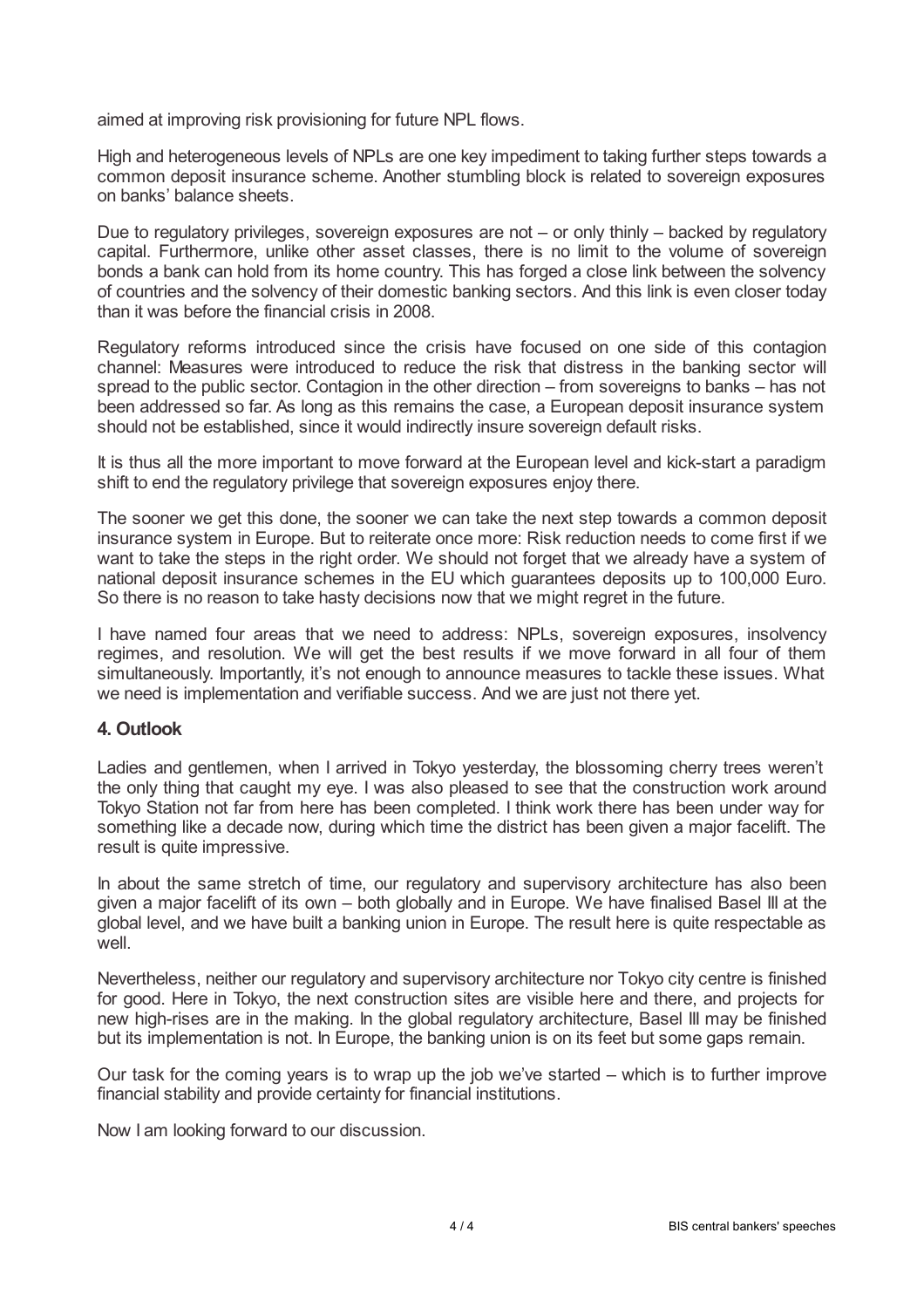aimed at improving risk provisioning for future NPL flows.

High and heterogeneous levels of NPLs are one key impediment to taking further steps towards a common deposit insurance scheme. Another stumbling block is related to sovereign exposures on banks' balance sheets.

Due to regulatory privileges, sovereign exposures are not – or only thinly – backed by regulatory capital. Furthermore, unlike other asset classes, there is no limit to the volume of sovereign bonds a bank can hold from its home country. This has forged a close link between the solvency of countries and the solvency of their domestic banking sectors. And this link is even closer today than it was before the financial crisis in 2008.

Regulatory reforms introduced since the crisis have focused on one side of this contagion channel: Measures were introduced to reduce the risk that distress in the banking sector will spread to the public sector. Contagion in the other direction – from sovereigns to banks – has not been addressed so far. As long as this remains the case, a European deposit insurance system should not be established, since it would indirectly insure sovereign default risks.

It is thus all the more important to move forward at the European level and kick-start a paradigm shift to end the regulatory privilege that sovereign exposures enjoy there.

The sooner we get this done, the sooner we can take the next step towards a common deposit insurance system in Europe. But to reiterate once more: Risk reduction needs to come first if we want to take the steps in the right order. We should not forget that we already have a system of national deposit insurance schemes in the EU which guarantees deposits up to 100,000 Euro. So there is no reason to take hasty decisions now that we might regret in the future.

I have named four areas that we need to address: NPLs, sovereign exposures, insolvency regimes, and resolution. We will get the best results if we move forward in all four of them simultaneously. Importantly, it's not enough to announce measures to tackle these issues. What we need is implementation and verifiable success. And we are just not there yet.

## 4. Outlook

Ladies and gentlemen, when I arrived in Tokyo yesterday, the blossoming cherry trees weren't the only thing that caught my eye. I was also pleased to see that the construction work around Tokyo Station not far from here has been completed. I think work there has been under way for something like a decade now, during which time the district has been given a major facelift. The result is quite impressive.

In about the same stretch of time, our regulatory and supervisory architecture has also been given a major facelift of its own – both globally and in Europe. We have finalised Basel III at the global level, and we have built a banking union in Europe. The result here is quite respectable as well.

Nevertheless, neither our regulatory and supervisory architecture nor Tokyo city centre is finished for good. Here in Tokyo, the next construction sites are visible here and there, and projects for new high-rises are in the making. In the global regulatory architecture, Basel III may be finished but its implementation is not. In Europe, the banking union is on its feet but some gaps remain.

Our task for the coming years is to wrap up the job we've started – which is to further improve financial stability and provide certainty for financial institutions.

Now I am looking forward to our discussion.